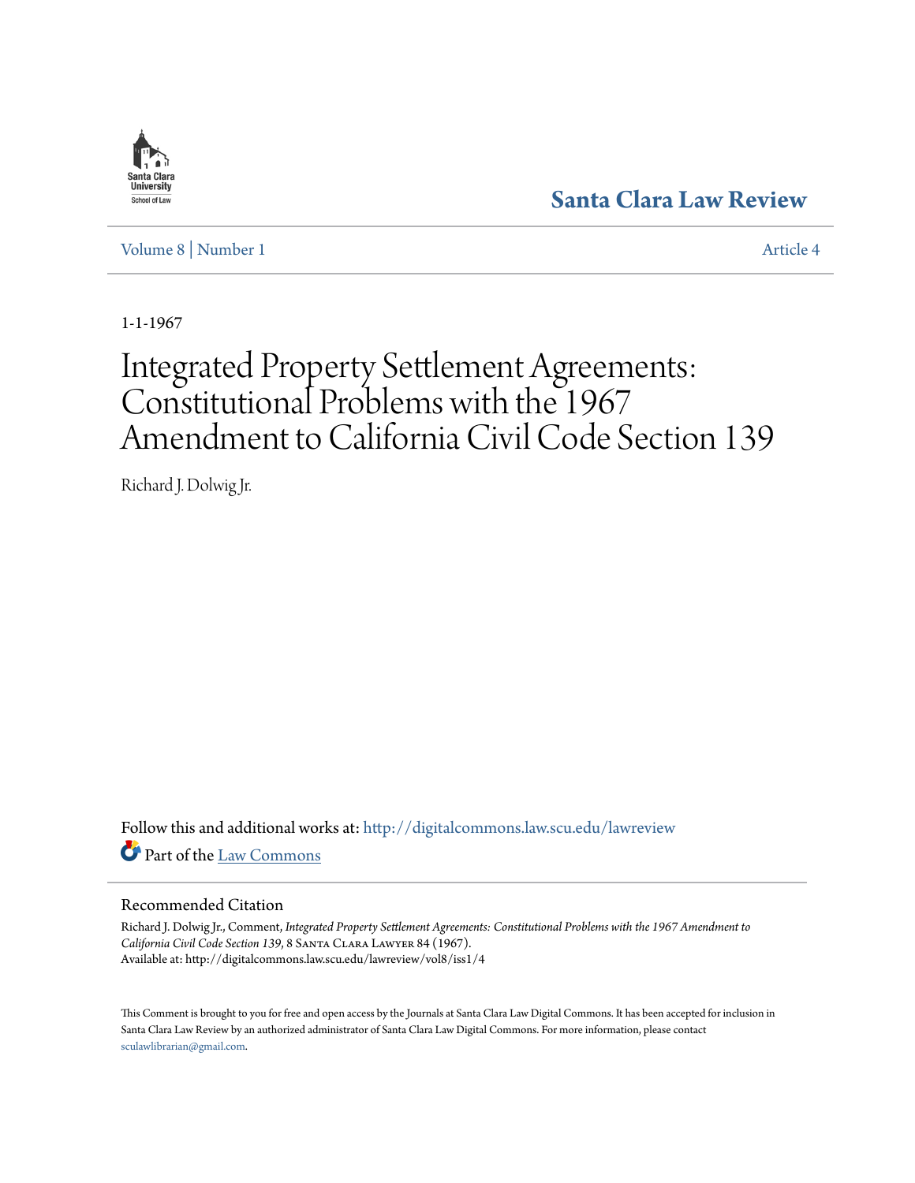Santa Clara Law Review

Volume 8 | Number 1 Article 4

1-1-1967

# Integrated Property Settlement Agreements: Constitutional Problems with the 1967 Amendment to California Civil Code Section 139

Richard J. Dolwig Jr.

Follow this and additional works at: http://digitalcommons.law.scu.edu/lawreview

Part of the Law Commons

## Recommended Citation

Richard J. Dolwig Jr., Comment, *Integrated Property Settlement Agreements: Constitutional Problems with the 1967 Amendment to California Civil Code Section 139*, 8 Santa Clara Lawyer 84 (1967).
Available at: http://digitalcommons.law.scu.edu/lawreview/vol8/iss1/4

This Comment is brought to you for free and open access by the Journals at Santa Clara Law Digital Commons. It has been accepted for inclusion in Santa Clara Law Review by an authorized administrator of Santa Clara Law Digital Commons. For more information, please contact sculawlibrarian@gmail.com.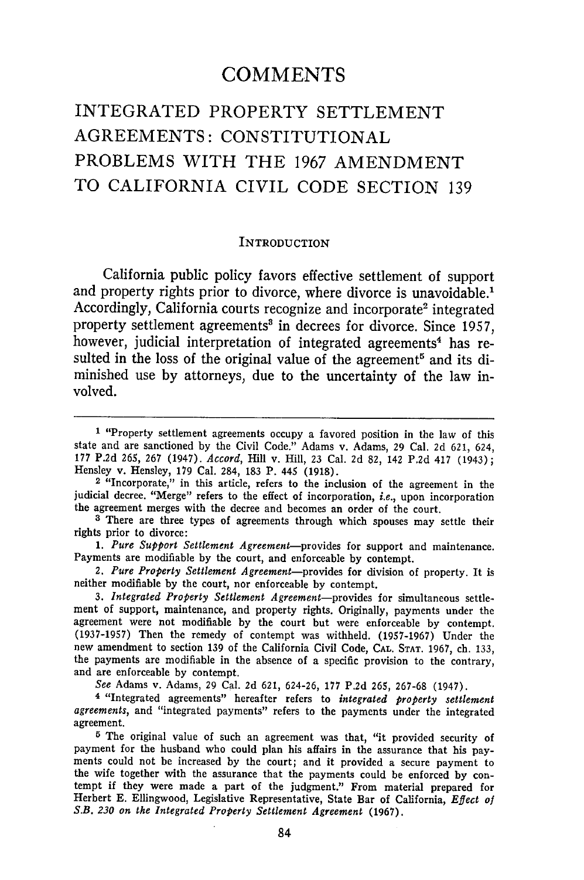# COMMENTS

## INTEGRATED PROPERTY SETTLEMENT AGREEMENTS: CONSTITUTIONAL PROBLEMS WITH THE 1967 AMENDMENT TO CALIFORNIA CIVIL CODE SECTION 139

### INTRODUCTION

California public policy favors effective settlement of support and property rights prior to divorce, where divorce is unavoidable.[1] Accordingly, California courts recognize and incorporate[2] integrated property settlement agreements[3] in decrees for divorce. Since 1957, however, judicial interpretation of integrated agreements[4] has resulted in the loss of the original value of the agreement[5] and its diminished use by attorneys, due to the uncertainty of the law involved.

---

[1] "Property settlement agreements occupy a favored position in the law of this state and are sanctioned by the Civil Code." Adams v. Adams, 29 Cal. 2d 621, 624, 177 P.2d 265, 267 (1947). *Accord,* Hill v. Hill, 23 Cal. 2d 82, 142 P.2d 417 (1943); Hensley v. Hensley, 179 Cal. 284, 183 P. 445 (1918).

[2] "Incorporate," in this article, refers to the inclusion of the agreement in the judicial decree. "Merge" refers to the effect of incorporation, *i.e.,* upon incorporation the agreement merges with the decree and becomes an order of the court.

[3] There are three types of agreements through which spouses may settle their rights prior to divorce:

1. *Pure Support Settlement Agreement*—provides for support and maintenance. Payments are modifiable by the court, and enforceable by contempt.

2. *Pure Property Settlement Agreement*—provides for division of property. It is neither modifiable by the court, nor enforceable by contempt.

3. *Integrated Property Settlement Agreement*—provides for simultaneous settlement of support, maintenance, and property rights. Originally, payments under the agreement were not modifiable by the court but were enforceable by contempt. (1937-1957) Then the remedy of contempt was withheld. (1957-1967) Under the new amendment to section 139 of the California Civil Code, CAL. STAT. 1967, ch. 133, the payments are modifiable in the absence of a specific provision to the contrary, and are enforceable by contempt.

*See* Adams v. Adams, 29 Cal. 2d 621, 624-26, 177 P.2d 265, 267-68 (1947).

[4] "Integrated agreements" hereafter refers to *integrated property settlement agreements,* and "integrated payments" refers to the payments under the integrated agreement.

[5] The original value of such an agreement was that, "it provided security of payment for the husband who could plan his affairs in the assurance that his payments could not be increased by the court; and it provided a secure payment to the wife together with the assurance that the payments could be enforced by contempt if they were made a part of the judgment." From material prepared for Herbert E. Ellingwood, Legislative Representative, State Bar of California, *Effect of S.B. 230 on the Integrated Property Settlement Agreement* (1967).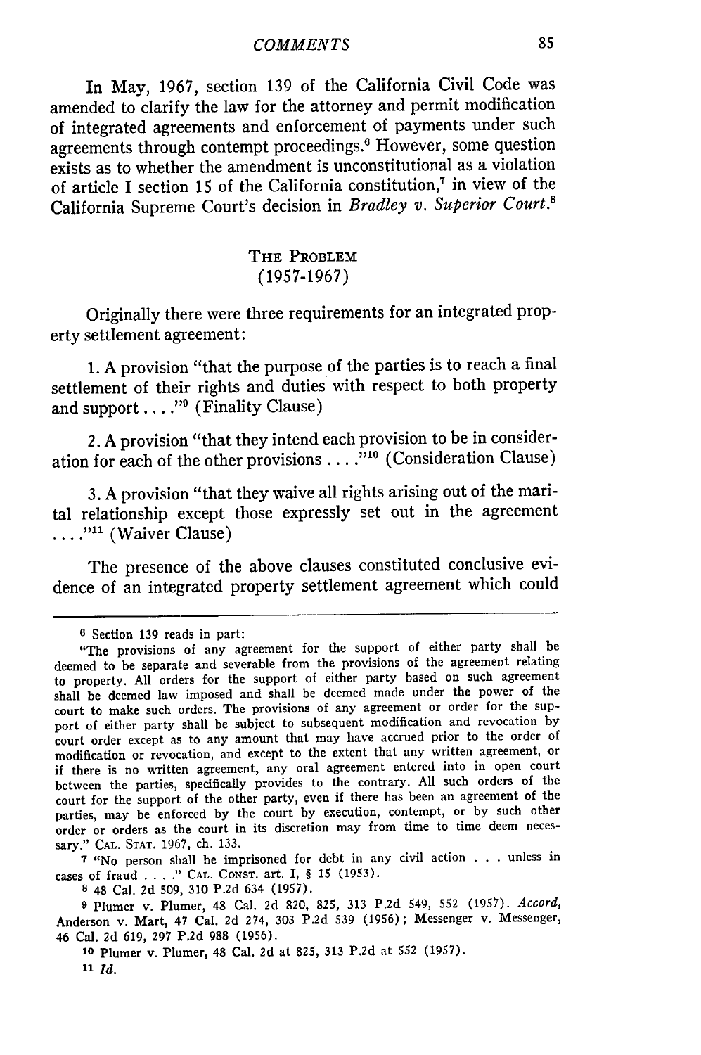In May, 1967, section 139 of the California Civil Code was amended to clarify the law for the attorney and permit modification of integrated agreements and enforcement of payments under such agreements through contempt proceedings.[6] However, some question exists as to whether the amendment is unconstitutional as a violation of article I section 15 of the California constitution,[7] in view of the California Supreme Court's decision in *Bradley v. Superior Court*.[8]

## THE PROBLEM (1957-1967)

Originally there were three requirements for an integrated property settlement agreement:

1. A provision "that the purpose of the parties is to reach a final settlement of their rights and duties with respect to both property and support . . . ."[9] (Finality Clause)

2. A provision "that they intend each provision to be in consideration for each of the other provisions . . . ."[10] (Consideration Clause)

3. A provision "that they waive all rights arising out of the marital relationship except those expressly set out in the agreement . . . ."[11] (Waiver Clause)

The presence of the above clauses constituted conclusive evidence of an integrated property settlement agreement which could

---

[6] Section 139 reads in part:

"The provisions of any agreement for the support of either party shall be deemed to be separate and severable from the provisions of the agreement relating to property. All orders for the support of either party based on such agreement shall be deemed law imposed and shall be deemed made under the power of the court to make such orders. The provisions of any agreement or order for the support of either party shall be subject to subsequent modification and revocation by court order except as to any amount that may have accrued prior to the order of modification or revocation, and except to the extent that any written agreement, or if there is no written agreement, any oral agreement entered into in open court between the parties, specifically provides to the contrary. All such orders of the court for the support of the other party, even if there has been an agreement of the parties, may be enforced by the court by execution, contempt, or by such other order or orders as the court in its discretion may from time to time deem necessary." CAL. STAT. 1967, ch. 133.

[7] "No person shall be imprisoned for debt in any civil action . . . unless in cases of fraud . . . ." CAL. CONST. art. I, § 15 (1953).

[8] 48 Cal. 2d 509, 310 P.2d 634 (1957).

[9] Plumer v. Plumer, 48 Cal. 2d 820, 825, 313 P.2d 549, 552 (1957). *Accord*, Anderson v. Mart, 47 Cal. 2d 274, 303 P.2d 539 (1956); Messenger v. Messenger, 46 Cal. 2d 619, 297 P.2d 988 (1956).

[10] Plumer v. Plumer, 48 Cal. 2d at 825, 313 P.2d at 552 (1957).

[11] *Id.*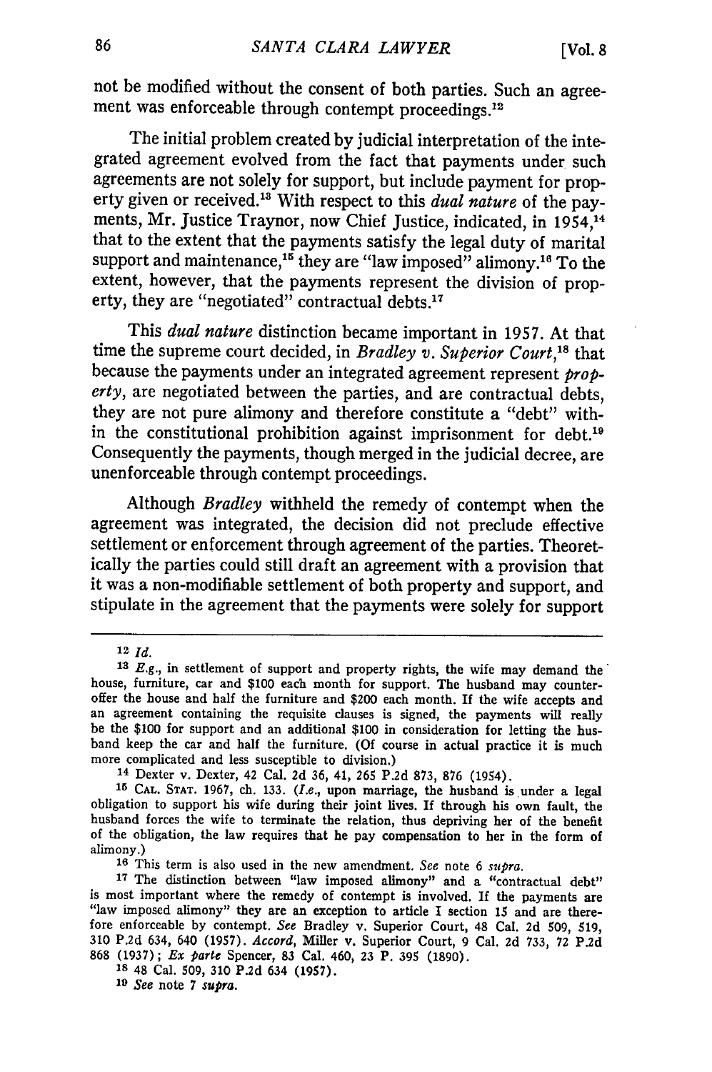not be modified without the consent of both parties. Such an agreement was enforceable through contempt proceedings.[12]

The initial problem created by judicial interpretation of the integrated agreement evolved from the fact that payments under such agreements are not solely for support, but include payment for property given or received.[13] With respect to this *dual nature* of the payments, Mr. Justice Traynor, now Chief Justice, indicated, in 1954,[14] that to the extent that the payments satisfy the legal duty of marital support and maintenance,[15] they are "law imposed" alimony.[16] To the extent, however, that the payments represent the division of property, they are "negotiated" contractual debts.[17]

This *dual nature* distinction became important in 1957. At that time the supreme court decided, in *Bradley v. Superior Court*,[18] that because the payments under an integrated agreement represent *property*, are negotiated between the parties, and are contractual debts, they are not pure alimony and therefore constitute a "debt" within the constitutional prohibition against imprisonment for debt.[19] Consequently the payments, though merged in the judicial decree, are unenforceable through contempt proceedings.

Although *Bradley* withheld the remedy of contempt when the agreement was integrated, the decision did not preclude effective settlement or enforcement through agreement of the parties. Theoretically the parties could still draft an agreement with a provision that it was a non-modifiable settlement of both property and support, and stipulate in the agreement that the payments were solely for support

---

[12] *Id.*

[13] *E.g.*, in settlement of support and property rights, the wife may demand the house, furniture, car and $100 each month for support. The husband may counter-offer the house and half the furniture and $200 each month. If the wife accepts and an agreement containing the requisite clauses is signed, the payments will really be the $100 for support and an additional $100 in consideration for letting the husband keep the car and half the furniture. (Of course in actual practice it is much more complicated and less susceptible to division.)

[14] Dexter v. Dexter, 42 Cal. 2d 36, 41, 265 P.2d 873, 876 (1954).

[15] CAL. STAT. 1967, ch. 133. (*I.e.*, upon marriage, the husband is under a legal obligation to support his wife during their joint lives. If through his own fault, the husband forces the wife to terminate the relation, thus depriving her of the benefit of the obligation, the law requires that he pay compensation to her in the form of alimony.)

[16] This term is also used in the new amendment. *See* note 6 *supra*.

[17] The distinction between "law imposed alimony" and a "contractual debt" is most important where the remedy of contempt is involved. If the payments are "law imposed alimony" they are an exception to article I section 15 and are therefore enforceable by contempt. *See* Bradley v. Superior Court, 48 Cal. 2d 509, 519, 310 P.2d 634, 640 (1957). *Accord*, Miller v. Superior Court, 9 Cal. 2d 733, 72 P.2d 868 (1937); *Ex parte* Spencer, 83 Cal. 460, 23 P. 395 (1890).

[18] 48 Cal. 509, 310 P.2d 634 (1957).

[19] *See* note 7 *supra*.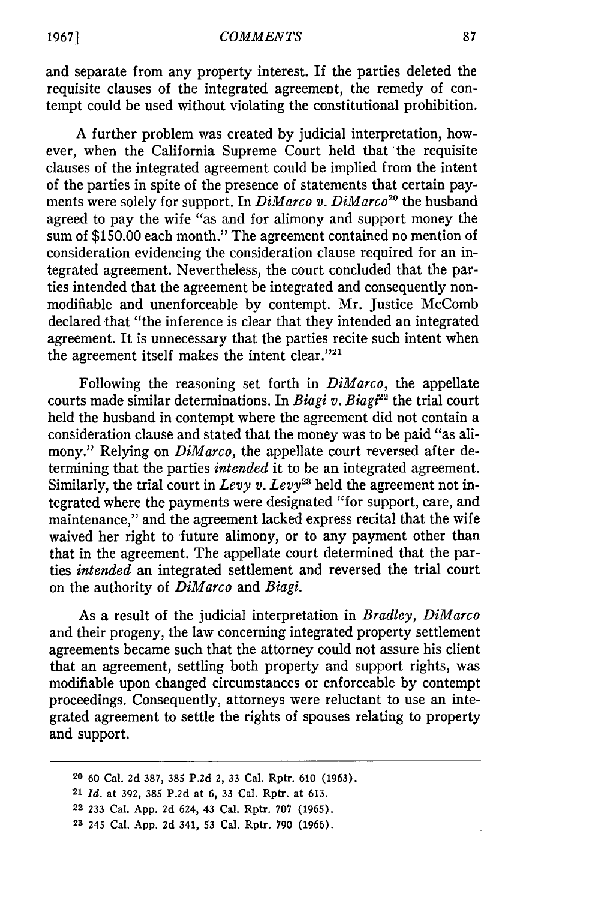and separate from any property interest. If the parties deleted the requisite clauses of the integrated agreement, the remedy of contempt could be used without violating the constitutional prohibition.

A further problem was created by judicial interpretation, however, when the California Supreme Court held that the requisite clauses of the integrated agreement could be implied from the intent of the parties in spite of the presence of statements that certain payments were solely for support. In *DiMarco v. DiMarco*[20] the husband agreed to pay the wife "as and for alimony and support money the sum of $150.00 each month." The agreement contained no mention of consideration evidencing the consideration clause required for an integrated agreement. Nevertheless, the court concluded that the parties intended that the agreement be integrated and consequently non-modifiable and unenforceable by contempt. Mr. Justice McComb declared that "the inference is clear that they intended an integrated agreement. It is unnecessary that the parties recite such intent when the agreement itself makes the intent clear."[21]

Following the reasoning set forth in *DiMarco*, the appellate courts made similar determinations. In *Biagi v. Biagi*[22] the trial court held the husband in contempt where the agreement did not contain a consideration clause and stated that the money was to be paid "as alimony." Relying on *DiMarco*, the appellate court reversed after determining that the parties *intended* it to be an integrated agreement. Similarly, the trial court in *Levy v. Levy*[23] held the agreement not integrated where the payments were designated "for support, care, and maintenance," and the agreement lacked express recital that the wife waived her right to future alimony, or to any payment other than that in the agreement. The appellate court determined that the parties *intended* an integrated settlement and reversed the trial court on the authority of *DiMarco* and *Biagi*.

As a result of the judicial interpretation in *Bradley*, *DiMarco* and their progeny, the law concerning integrated property settlement agreements became such that the attorney could not assure his client that an agreement, settling both property and support rights, was modifiable upon changed circumstances or enforceable by contempt proceedings. Consequently, attorneys were reluctant to use an integrated agreement to settle the rights of spouses relating to property and support.

---

[20] 60 Cal. 2d 387, 385 P.2d 2, 33 Cal. Rptr. 610 (1963).

[21] *Id.* at 392, 385 P.2d at 6, 33 Cal. Rptr. at 613.

[22] 233 Cal. App. 2d 624, 43 Cal. Rptr. 707 (1965).

[23] 245 Cal. App. 2d 341, 53 Cal. Rptr. 790 (1966).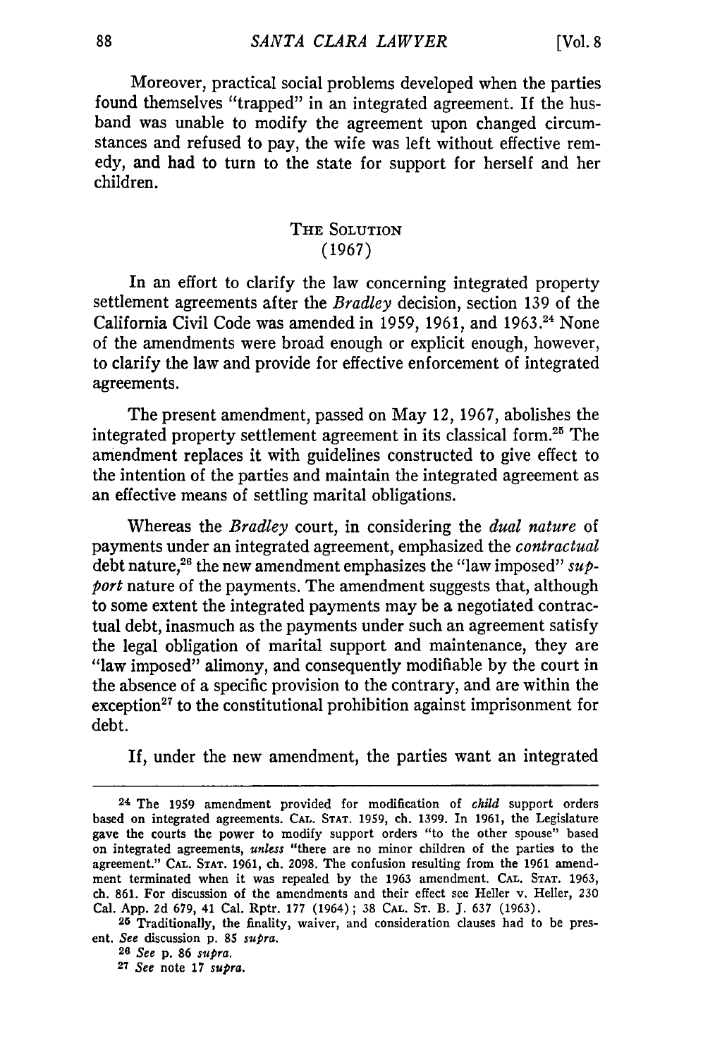Moreover, practical social problems developed when the parties found themselves "trapped" in an integrated agreement. If the husband was unable to modify the agreement upon changed circumstances and refused to pay, the wife was left without effective remedy, and had to turn to the state for support for herself and her children.

## THE SOLUTION
## (1967)

In an effort to clarify the law concerning integrated property settlement agreements after the *Bradley* decision, section 139 of the California Civil Code was amended in 1959, 1961, and 1963.[24] None of the amendments were broad enough or explicit enough, however, to clarify the law and provide for effective enforcement of integrated agreements.

The present amendment, passed on May 12, 1967, abolishes the integrated property settlement agreement in its classical form.[25] The amendment replaces it with guidelines constructed to give effect to the intention of the parties and maintain the integrated agreement as an effective means of settling marital obligations.

Whereas the *Bradley* court, in considering the *dual nature* of payments under an integrated agreement, emphasized the *contractual* debt nature,[26] the new amendment emphasizes the "law imposed" *support* nature of the payments. The amendment suggests that, although to some extent the integrated payments may be a negotiated contractual debt, inasmuch as the payments under such an agreement satisfy the legal obligation of marital support and maintenance, they are "law imposed" alimony, and consequently modifiable by the court in the absence of a specific provision to the contrary, and are within the exception[27] to the constitutional prohibition against imprisonment for debt.

If, under the new amendment, the parties want an integrated

---

[24] The 1959 amendment provided for modification of *child* support orders based on integrated agreements. CAL. STAT. 1959, ch. 1399. In 1961, the Legislature gave the courts the power to modify support orders "to the other spouse" based on integrated agreements, *unless* "there are no minor children of the parties to the agreement." CAL. STAT. 1961, ch. 2098. The confusion resulting from the 1961 amendment terminated when it was repealed by the 1963 amendment. CAL. STAT. 1963, ch. 861. For discussion of the amendments and their effect see Heller v. Heller, 230 Cal. App. 2d 679, 41 Cal. Rptr. 177 (1964); 38 CAL. ST. B. J. 637 (1963).

[25] Traditionally, the finality, waiver, and consideration clauses had to be present. *See* discussion p. 85 *supra*.

[26] *See* p. 86 *supra*.

[27] *See* note 17 *supra*.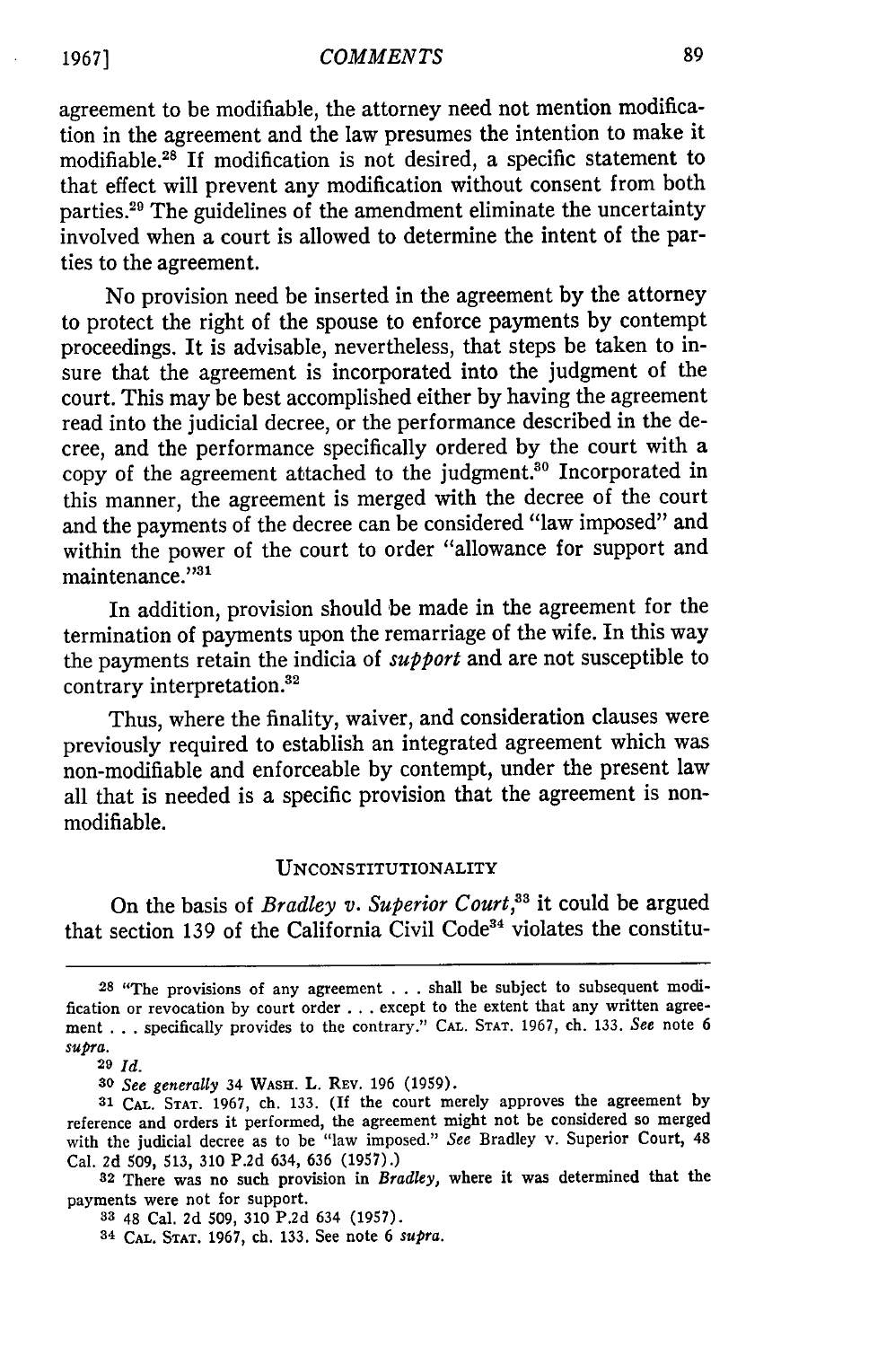agreement to be modifiable, the attorney need not mention modification in the agreement and the law presumes the intention to make it modifiable.[28] If modification is not desired, a specific statement to that effect will prevent any modification without consent from both parties.[29] The guidelines of the amendment eliminate the uncertainty involved when a court is allowed to determine the intent of the parties to the agreement.

No provision need be inserted in the agreement by the attorney to protect the right of the spouse to enforce payments by contempt proceedings. It is advisable, nevertheless, that steps be taken to insure that the agreement is incorporated into the judgment of the court. This may be best accomplished either by having the agreement read into the judicial decree, or the performance described in the decree, and the performance specifically ordered by the court with a copy of the agreement attached to the judgment.[30] Incorporated in this manner, the agreement is merged with the decree of the court and the payments of the decree can be considered "law imposed" and within the power of the court to order "allowance for support and maintenance."[31]

In addition, provision should be made in the agreement for the termination of payments upon the remarriage of the wife. In this way the payments retain the indicia of *support* and are not susceptible to contrary interpretation.[32]

Thus, where the finality, waiver, and consideration clauses were previously required to establish an integrated agreement which was non-modifiable and enforceable by contempt, under the present law all that is needed is a specific provision that the agreement is non-modifiable.

## UNCONSTITUTIONALITY

On the basis of *Bradley v. Superior Court*,[33] it could be argued that section 139 of the California Civil Code[34] violates the constitu-

---

[28] "The provisions of any agreement . . . shall be subject to subsequent modification or revocation by court order . . . except to the extent that any written agreement . . . specifically provides to the contrary." CAL. STAT. 1967, ch. 133. *See* note 6 *supra*.

[29] *Id.*

[30] *See generally* 34 WASH. L. REV. 196 (1959).

[31] CAL. STAT. 1967, ch. 133. (If the court merely approves the agreement by reference and orders it performed, the agreement might not be considered so merged with the judicial decree as to be "law imposed." *See* Bradley v. Superior Court, 48 Cal. 2d 509, 513, 310 P.2d 634, 636 (1957).)

[32] There was no such provision in *Bradley*, where it was determined that the payments were not for support.

[33] 48 Cal. 2d 509, 310 P.2d 634 (1957).

[34] CAL. STAT. 1967, ch. 133. See note 6 *supra*.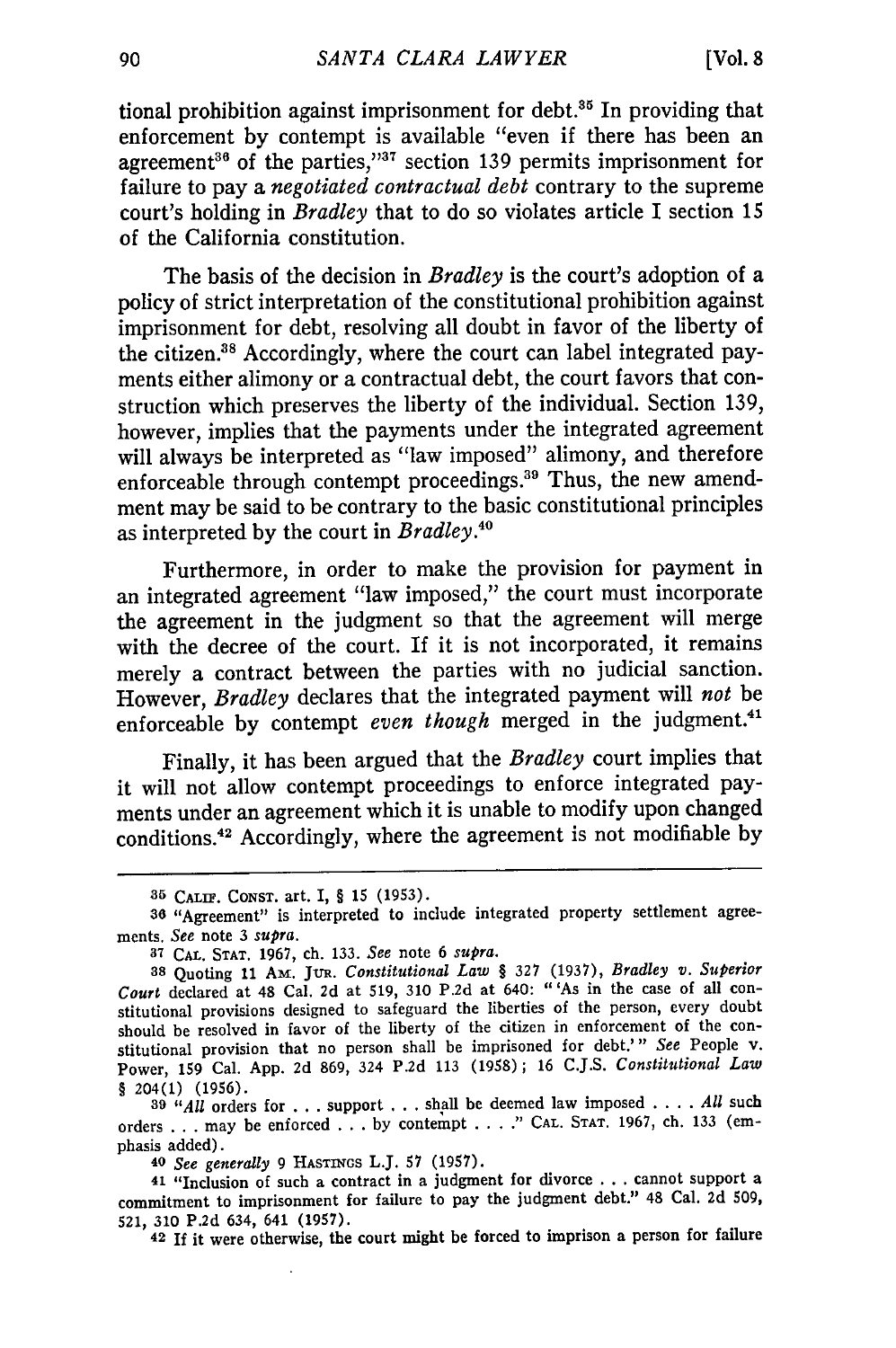tional prohibition against imprisonment for debt.[35] In providing that enforcement by contempt is available "even if there has been an agreement[36] of the parties,"[37] section 139 permits imprisonment for failure to pay a *negotiated contractual debt* contrary to the supreme court's holding in *Bradley* that to do so violates article I section 15 of the California constitution.

The basis of the decision in *Bradley* is the court's adoption of a policy of strict interpretation of the constitutional prohibition against imprisonment for debt, resolving all doubt in favor of the liberty of the citizen.[38] Accordingly, where the court can label integrated payments either alimony or a contractual debt, the court favors that construction which preserves the liberty of the individual. Section 139, however, implies that the payments under the integrated agreement will always be interpreted as "law imposed" alimony, and therefore enforceable through contempt proceedings.[39] Thus, the new amendment may be said to be contrary to the basic constitutional principles as interpreted by the court in *Bradley*.[40]

Furthermore, in order to make the provision for payment in an integrated agreement "law imposed," the court must incorporate the agreement in the judgment so that the agreement will merge with the decree of the court. If it is not incorporated, it remains merely a contract between the parties with no judicial sanction. However, *Bradley* declares that the integrated payment will *not* be enforceable by contempt *even though* merged in the judgment.[41]

Finally, it has been argued that the *Bradley* court implies that it will not allow contempt proceedings to enforce integrated payments under an agreement which it is unable to modify upon changed conditions.[42] Accordingly, where the agreement is not modifiable by

---

35 CALIF. CONST. art. I, § 15 (1953).

36 "Agreement" is interpreted to include integrated property settlement agreements. *See* note 3 *supra*.

37 CAL. STAT. 1967, ch. 133. *See* note 6 *supra*.

38 Quoting 11 AM. JUR. *Constitutional Law* § 327 (1937), *Bradley v. Superior Court* declared at 48 Cal. 2d at 519, 310 P.2d at 640: "'As in the case of all constitutional provisions designed to safeguard the liberties of the person, every doubt should be resolved in favor of the liberty of the citizen in enforcement of the constitutional provision that no person shall be imprisoned for debt.'" *See* People v. Power, 159 Cal. App. 2d 869, 324 P.2d 113 (1958); 16 C.J.S. *Constitutional Law* § 204(1) (1956).

39 "*All* orders for . . . support . . . shall be deemed law imposed . . . . *All* such orders . . . may be enforced . . . by contempt . . . ." CAL. STAT. 1967, ch. 133 (emphasis added).

40 *See generally* 9 HASTINGS L.J. 57 (1957).

41 "Inclusion of such a contract in a judgment for divorce . . . cannot support a commitment to imprisonment for failure to pay the judgment debt." 48 Cal. 2d 509, 521, 310 P.2d 634, 641 (1957).

42 If it were otherwise, the court might be forced to imprison a person for failure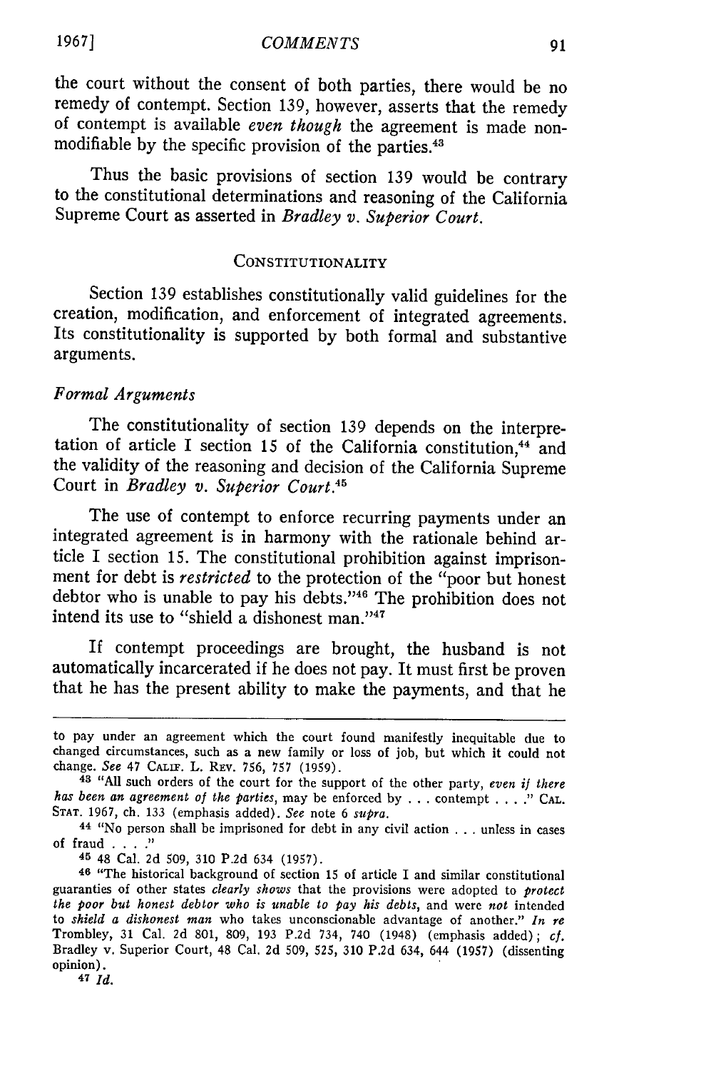the court without the consent of both parties, there would be no remedy of contempt. Section 139, however, asserts that the remedy of contempt is available *even though* the agreement is made non-modifiable by the specific provision of the parties.[43]

Thus the basic provisions of section 139 would be contrary to the constitutional determinations and reasoning of the California Supreme Court as asserted in *Bradley v. Superior Court.*

## CONSTITUTIONALITY

Section 139 establishes constitutionally valid guidelines for the creation, modification, and enforcement of integrated agreements. Its constitutionality is supported by both formal and substantive arguments.

### *Formal Arguments*

The constitutionality of section 139 depends on the interpretation of article I section 15 of the California constitution,[44] and the validity of the reasoning and decision of the California Supreme Court in *Bradley v. Superior Court.*[45]

The use of contempt to enforce recurring payments under an integrated agreement is in harmony with the rationale behind article I section 15. The constitutional prohibition against imprisonment for debt is *restricted* to the protection of the "poor but honest debtor who is unable to pay his debts."[46] The prohibition does not intend its use to "shield a dishonest man."[47]

If contempt proceedings are brought, the husband is not automatically incarcerated if he does not pay. It must first be proven that he has the present ability to make the payments, and that he

---

to pay under an agreement which the court found manifestly inequitable due to changed circumstances, such as a new family or loss of job, but which it could not change. *See* 47 CALIF. L. REV. 756, 757 (1959).

[43] "All such orders of the court for the support of the other party, *even if there has been an agreement of the parties,* may be enforced by . . . contempt . . . ." CAL. STAT. 1967, ch. 133 (emphasis added). *See* note 6 *supra.*

[44] "No person shall be imprisoned for debt in any civil action . . . unless in cases of fraud . . . ."

[45] 48 Cal. 2d 509, 310 P.2d 634 (1957).

[46] "The historical background of section 15 of article I and similar constitutional guaranties of other states *clearly shows* that the provisions were adopted to *protect the poor but honest debtor who is unable to pay his debts,* and were *not* intended to *shield a dishonest man* who takes unconscionable advantage of another." *In re* Trombley, 31 Cal. 2d 801, 809, 193 P.2d 734, 740 (1948) (emphasis added); *cf.* Bradley v. Superior Court, 48 Cal. 2d 509, 525, 310 P.2d 634, 644 (1957) (dissenting opinion).

[47] *Id.*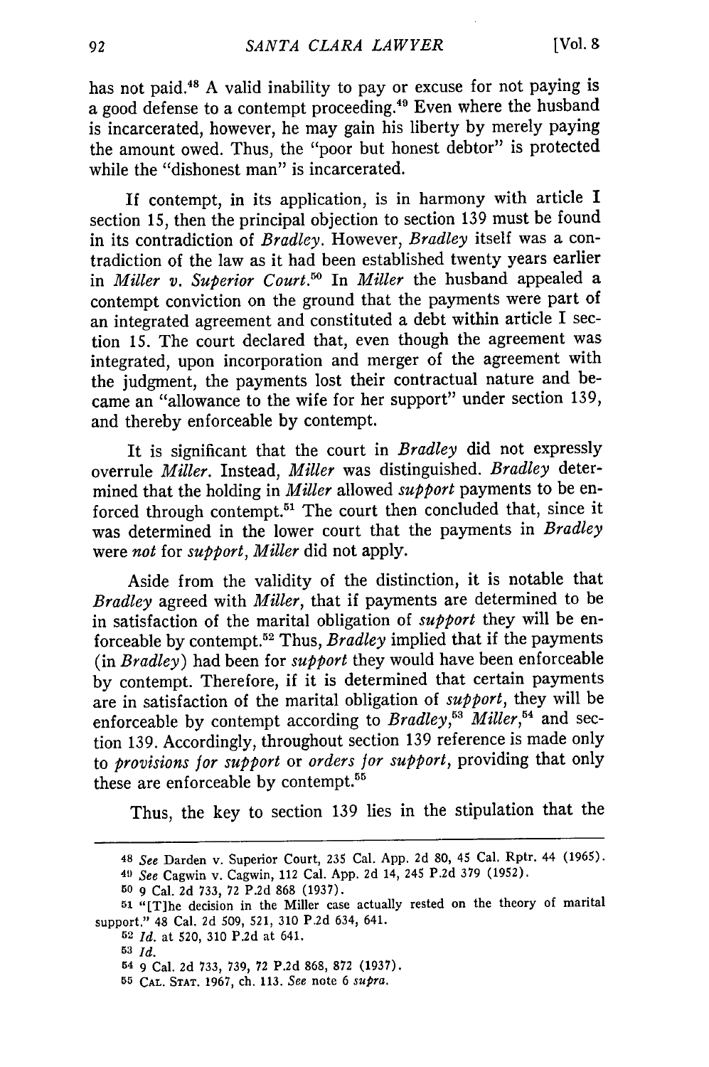has not paid.[48] A valid inability to pay or excuse for not paying is a good defense to a contempt proceeding.[49] Even where the husband is incarcerated, however, he may gain his liberty by merely paying the amount owed. Thus, the "poor but honest debtor" is protected while the "dishonest man" is incarcerated.

If contempt, in its application, is in harmony with article I section 15, then the principal objection to section 139 must be found in its contradiction of *Bradley*. However, *Bradley* itself was a contradiction of the law as it had been established twenty years earlier in *Miller v. Superior Court*.[50] In *Miller* the husband appealed a contempt conviction on the ground that the payments were part of an integrated agreement and constituted a debt within article I section 15. The court declared that, even though the agreement was integrated, upon incorporation and merger of the agreement with the judgment, the payments lost their contractual nature and became an "allowance to the wife for her support" under section 139, and thereby enforceable by contempt.

It is significant that the court in *Bradley* did not expressly overrule *Miller*. Instead, *Miller* was distinguished. *Bradley* determined that the holding in *Miller* allowed *support* payments to be enforced through contempt.[51] The court then concluded that, since it was determined in the lower court that the payments in *Bradley* were *not* for *support*, *Miller* did not apply.

Aside from the validity of the distinction, it is notable that *Bradley* agreed with *Miller*, that if payments are determined to be in satisfaction of the marital obligation of *support* they will be enforceable by contempt.[52] Thus, *Bradley* implied that if the payments (in *Bradley*) had been for *support* they would have been enforceable by contempt. Therefore, if it is determined that certain payments are in satisfaction of the marital obligation of *support*, they will be enforceable by contempt according to *Bradley*,[53] *Miller*,[54] and section 139. Accordingly, throughout section 139 reference is made only to *provisions for support* or *orders for support*, providing that only these are enforceable by contempt.[55]

Thus, the key to section 139 lies in the stipulation that the

---

48 *See* Darden v. Superior Court, 235 Cal. App. 2d 80, 45 Cal. Rptr. 44 (1965).

49 *See* Cagwin v. Cagwin, 112 Cal. App. 2d 14, 245 P.2d 379 (1952).

50 9 Cal. 2d 733, 72 P.2d 868 (1937).

51 "[T]he decision in the Miller case actually rested on the theory of marital support." 48 Cal. 2d 509, 521, 310 P.2d 634, 641.

52 *Id.* at 520, 310 P.2d at 641.

53 *Id.*

54 9 Cal. 2d 733, 739, 72 P.2d 868, 872 (1937).

55 CAL. STAT. 1967, ch. 113. *See* note 6 *supra*.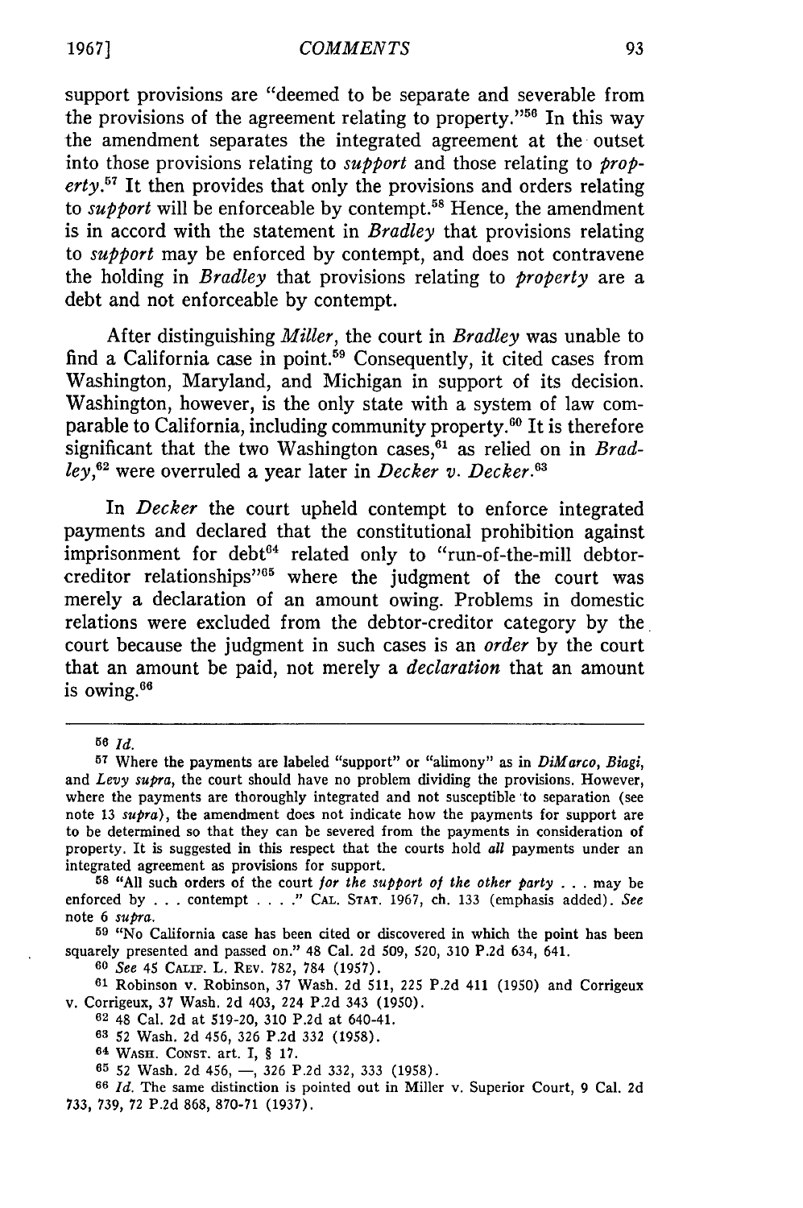support provisions are "deemed to be separate and severable from the provisions of the agreement relating to property."[56] In this way the amendment separates the integrated agreement at the outset into those provisions relating to *support* and those relating to *property*.[57] It then provides that only the provisions and orders relating to *support* will be enforceable by contempt.[58] Hence, the amendment is in accord with the statement in *Bradley* that provisions relating to *support* may be enforced by contempt, and does not contravene the holding in *Bradley* that provisions relating to *property* are a debt and not enforceable by contempt.

After distinguishing *Miller*, the court in *Bradley* was unable to find a California case in point.[59] Consequently, it cited cases from Washington, Maryland, and Michigan in support of its decision. Washington, however, is the only state with a system of law comparable to California, including community property.[60] It is therefore significant that the two Washington cases,[61] as relied on in *Bradley*,[62] were overruled a year later in *Decker v. Decker*.[63]

In *Decker* the court upheld contempt to enforce integrated payments and declared that the constitutional prohibition against imprisonment for debt[64] related only to "run-of-the-mill debtor-creditor relationships"[65] where the judgment of the court was merely a declaration of an amount owing. Problems in domestic relations were excluded from the debtor-creditor category by the court because the judgment in such cases is an *order* by the court that an amount be paid, not merely a *declaration* that an amount is owing.[66]

---

[56] *Id.*

[57] Where the payments are labeled "support" or "alimony" as in *DiMarco*, *Biagi*, and *Levy supra*, the court should have no problem dividing the provisions. However, where the payments are thoroughly integrated and not susceptible to separation (see note 13 *supra*), the amendment does not indicate how the payments for support are to be determined so that they can be severed from the payments in consideration of property. It is suggested in this respect that the courts hold *all* payments under an integrated agreement as provisions for support.

[58] "All such orders of the court *for the support of the other party* . . . may be enforced by . . . contempt . . . ." CAL. STAT. 1967, ch. 133 (emphasis added). *See* note 6 *supra*.

[59] "No California case has been cited or discovered in which the point has been squarely presented and passed on." 48 Cal. 2d 509, 520, 310 P.2d 634, 641.

[60] *See* 45 CALIF. L. REV. 782, 784 (1957).

[61] Robinson v. Robinson, 37 Wash. 2d 511, 225 P.2d 411 (1950) and Corrigeux v. Corrigeux, 37 Wash. 2d 403, 224 P.2d 343 (1950).

[62] 48 Cal. 2d at 519-20, 310 P.2d at 640-41.

[63] 52 Wash. 2d 456, 326 P.2d 332 (1958).

[64] WASH. CONST. art. I, § 17.

[65] 52 Wash. 2d 456, —, 326 P.2d 332, 333 (1958).

[66] *Id.* The same distinction is pointed out in Miller v. Superior Court, 9 Cal. 2d 733, 739, 72 P.2d 868, 870-71 (1937).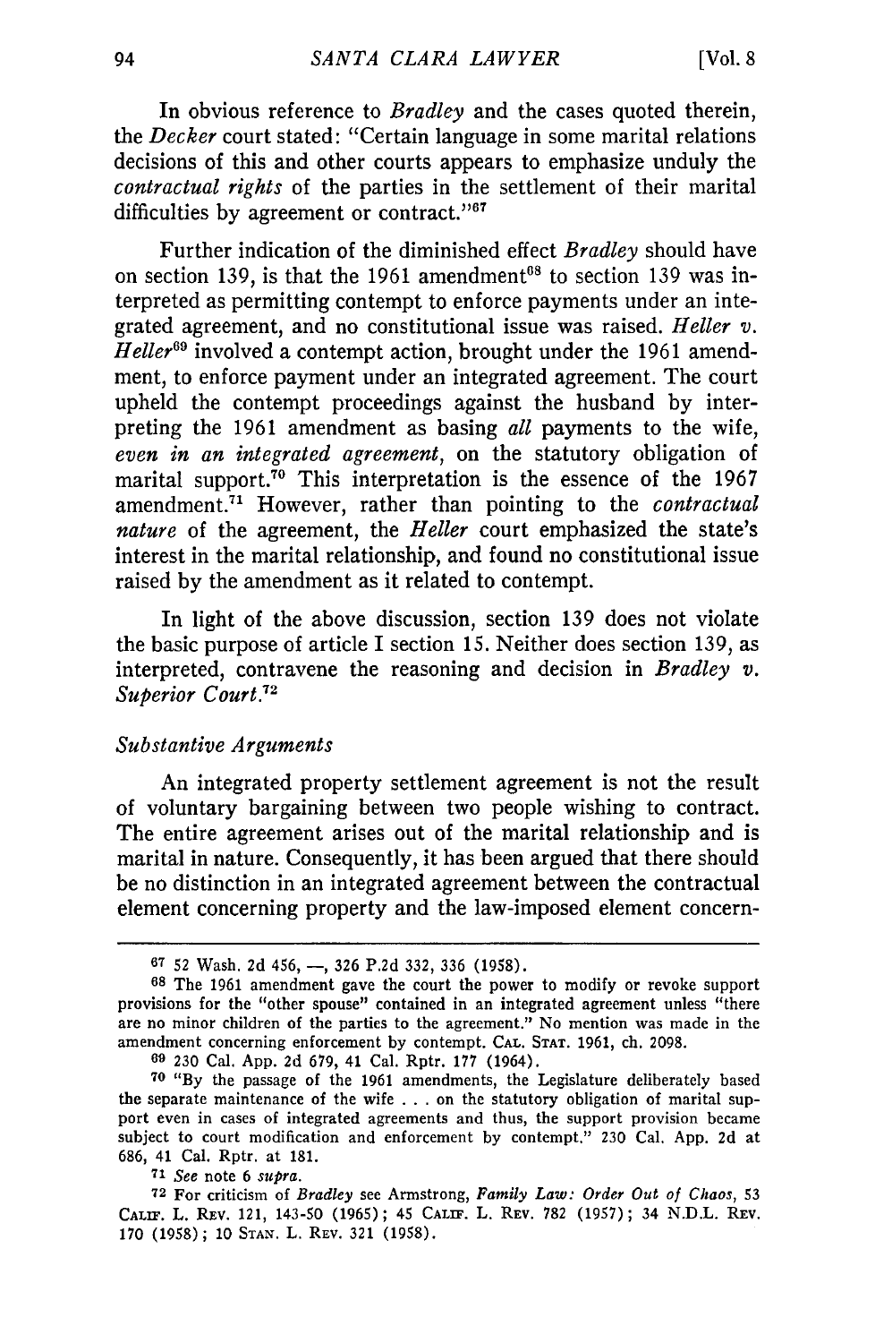In obvious reference to *Bradley* and the cases quoted therein, the *Decker* court stated: "Certain language in some marital relations decisions of this and other courts appears to emphasize unduly the *contractual rights* of the parties in the settlement of their marital difficulties by agreement or contract."[67]

Further indication of the diminished effect *Bradley* should have on section 139, is that the 1961 amendment[68] to section 139 was interpreted as permitting contempt to enforce payments under an integrated agreement, and no constitutional issue was raised. *Heller v. Heller*[69] involved a contempt action, brought under the 1961 amendment, to enforce payment under an integrated agreement. The court upheld the contempt proceedings against the husband by interpreting the 1961 amendment as basing *all* payments to the wife, *even in an integrated agreement*, on the statutory obligation of marital support.[70] This interpretation is the essence of the 1967 amendment.[71] However, rather than pointing to the *contractual nature* of the agreement, the *Heller* court emphasized the state's interest in the marital relationship, and found no constitutional issue raised by the amendment as it related to contempt.

In light of the above discussion, section 139 does not violate the basic purpose of article I section 15. Neither does section 139, as interpreted, contravene the reasoning and decision in *Bradley v. Superior Court*.[72]

*Substantive Arguments*

An integrated property settlement agreement is not the result of voluntary bargaining between two people wishing to contract. The entire agreement arises out of the marital relationship and is marital in nature. Consequently, it has been argued that there should be no distinction in an integrated agreement between the contractual element concerning property and the law-imposed element concern-

---

[67] 52 Wash. 2d 456, —, 326 P.2d 332, 336 (1958).

[68] The 1961 amendment gave the court the power to modify or revoke support provisions for the "other spouse" contained in an integrated agreement unless "there are no minor children of the parties to the agreement." No mention was made in the amendment concerning enforcement by contempt. CAL. STAT. 1961, ch. 2098.

[69] 230 Cal. App. 2d 679, 41 Cal. Rptr. 177 (1964).

[70] "By the passage of the 1961 amendments, the Legislature deliberately based the separate maintenance of the wife . . . on the statutory obligation of marital support even in cases of integrated agreements and thus, the support provision became subject to court modification and enforcement by contempt." 230 Cal. App. 2d at 686, 41 Cal. Rptr. at 181.

[71] *See* note 6 *supra*.

[72] For criticism of *Bradley* see Armstrong, *Family Law: Order Out of Chaos*, 53 CALIF. L. REV. 121, 143-50 (1965); 45 CALIF. L. REV. 782 (1957); 34 N.D.L. REV. 170 (1958); 10 STAN. L. REV. 321 (1958).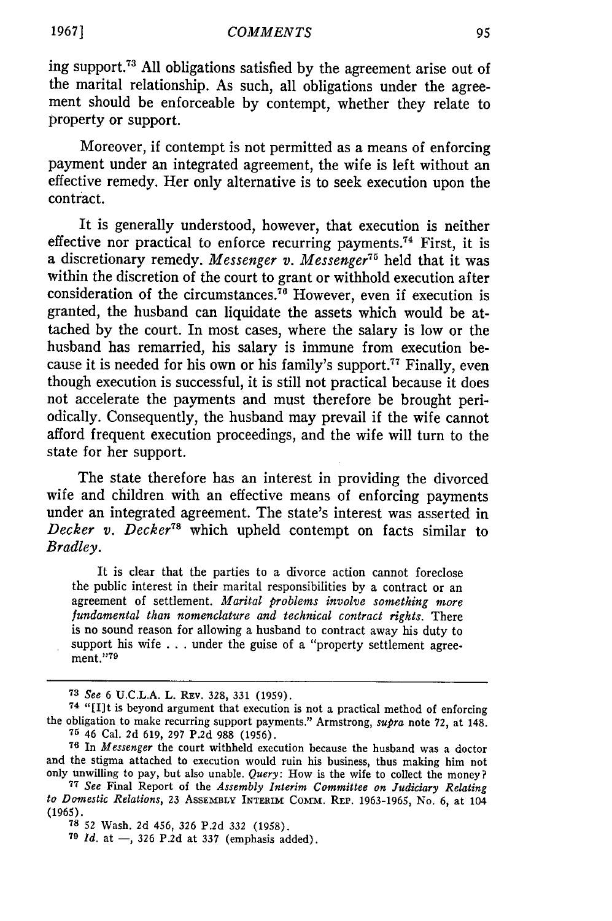ing support.[73] All obligations satisfied by the agreement arise out of the marital relationship. As such, all obligations under the agreement should be enforceable by contempt, whether they relate to property or support.

Moreover, if contempt is not permitted as a means of enforcing payment under an integrated agreement, the wife is left without an effective remedy. Her only alternative is to seek execution upon the contract.

It is generally understood, however, that execution is neither effective nor practical to enforce recurring payments.[74] First, it is a discretionary remedy. *Messenger v. Messenger*[75] held that it was within the discretion of the court to grant or withhold execution after consideration of the circumstances.[76] However, even if execution is granted, the husband can liquidate the assets which would be attached by the court. In most cases, where the salary is low or the husband has remarried, his salary is immune from execution because it is needed for his own or his family's support.[77] Finally, even though execution is successful, it is still not practical because it does not accelerate the payments and must therefore be brought periodically. Consequently, the husband may prevail if the wife cannot afford frequent execution proceedings, and the wife will turn to the state for her support.

The state therefore has an interest in providing the divorced wife and children with an effective means of enforcing payments under an integrated agreement. The state's interest was asserted in *Decker v. Decker*[78] which upheld contempt on facts similar to *Bradley*.

> It is clear that the parties to a divorce action cannot foreclose the public interest in their marital responsibilities by a contract or an agreement of settlement. *Marital problems involve something more fundamental than nomenclature and technical contract rights.* There is no sound reason for allowing a husband to contract away his duty to support his wife . . . under the guise of a "property settlement agreement."[79]

---

[73] *See* 6 U.C.L.A. L. Rev. 328, 331 (1959).

[74] "[I]t is beyond argument that execution is not a practical method of enforcing the obligation to make recurring support payments." Armstrong, *supra* note 72, at 148.

[75] 46 Cal. 2d 619, 297 P.2d 988 (1956).

[76] In *Messenger* the court withheld execution because the husband was a doctor and the stigma attached to execution would ruin his business, thus making him not only unwilling to pay, but also unable. *Query*: How is the wife to collect the money?

[77] *See* Final Report of the *Assembly Interim Committee on Judiciary Relating to Domestic Relations*, 23 Assembly Interim Comm. Rep. 1963-1965, No. 6, at 104 (1965).

[78] 52 Wash. 2d 456, 326 P.2d 332 (1958).

[79] *Id.* at —, 326 P.2d at 337 (emphasis added).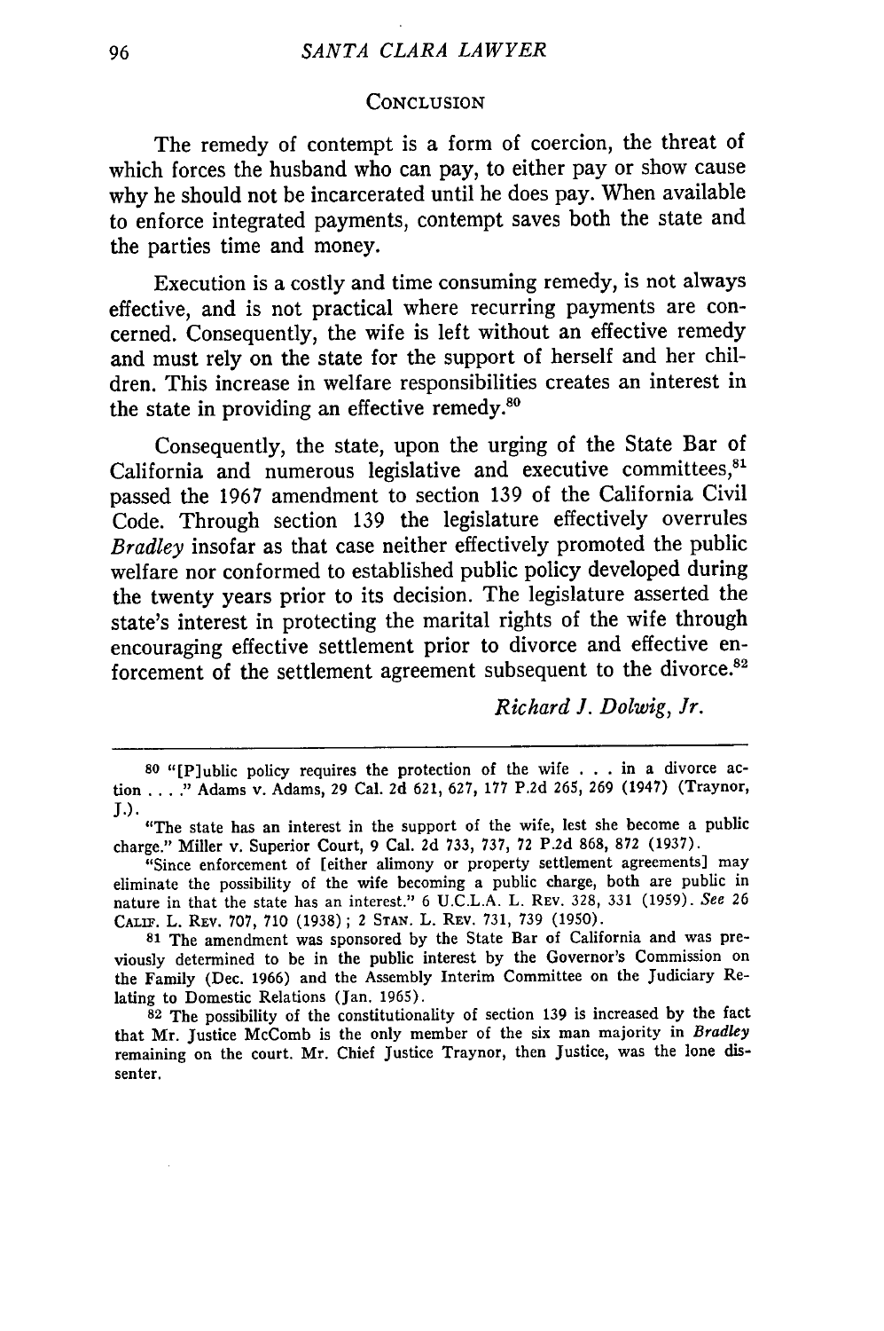## CONCLUSION

The remedy of contempt is a form of coercion, the threat of which forces the husband who can pay, to either pay or show cause why he should not be incarcerated until he does pay. When available to enforce integrated payments, contempt saves both the state and the parties time and money.

Execution is a costly and time consuming remedy, is not always effective, and is not practical where recurring payments are concerned. Consequently, the wife is left without an effective remedy and must rely on the state for the support of herself and her children. This increase in welfare responsibilities creates an interest in the state in providing an effective remedy.[80]

Consequently, the state, upon the urging of the State Bar of California and numerous legislative and executive committees,[81] passed the 1967 amendment to section 139 of the California Civil Code. Through section 139 the legislature effectively overrules *Bradley* insofar as that case neither effectively promoted the public welfare nor conformed to established public policy developed during the twenty years prior to its decision. The legislature asserted the state's interest in protecting the marital rights of the wife through encouraging effective settlement prior to divorce and effective enforcement of the settlement agreement subsequent to the divorce.[82]

*Richard J. Dolwig, Jr.*

---

80 "[P]ublic policy requires the protection of the wife . . . in a divorce action . . . ." Adams v. Adams, 29 Cal. 2d 621, 627, 177 P.2d 265, 269 (1947) (Traynor, J.).

"The state has an interest in the support of the wife, lest she become a public charge." Miller v. Superior Court, 9 Cal. 2d 733, 737, 72 P.2d 868, 872 (1937).

"Since enforcement of [either alimony or property settlement agreements] may eliminate the possibility of the wife becoming a public charge, both are public in nature in that the state has an interest." 6 U.C.L.A. L. REV. 328, 331 (1959). *See* 26 CALIF. L. REV. 707, 710 (1938); 2 STAN. L. REV. 731, 739 (1950).

81 The amendment was sponsored by the State Bar of California and was previously determined to be in the public interest by the Governor's Commission on the Family (Dec. 1966) and the Assembly Interim Committee on the Judiciary Relating to Domestic Relations (Jan. 1965).

82 The possibility of the constitutionality of section 139 is increased by the fact that Mr. Justice McComb is the only member of the six man majority in *Bradley* remaining on the court. Mr. Chief Justice Traynor, then Justice, was the lone dissenter.